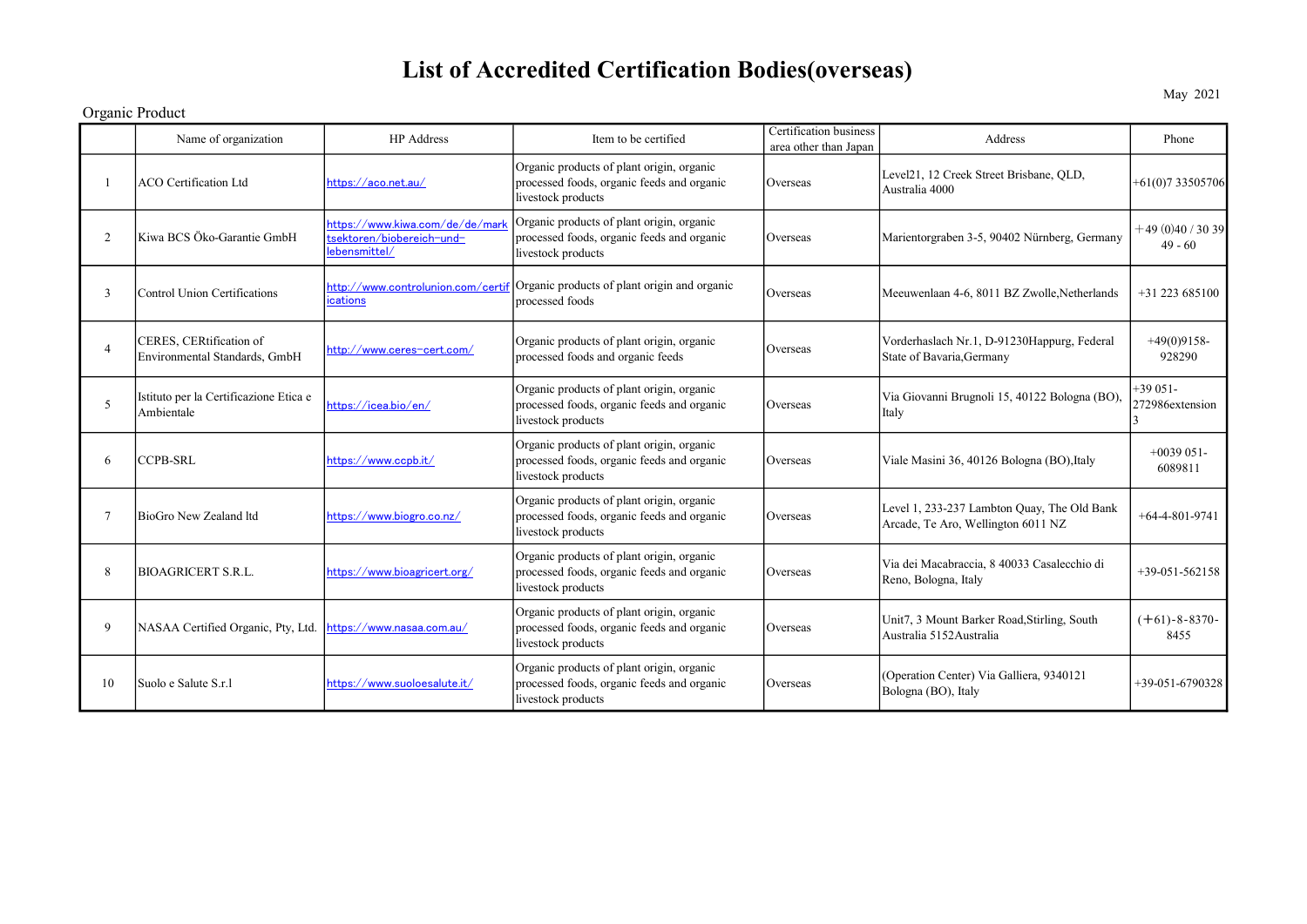# List of Accredited Certification Bodies(overseas)

May 2021

Organic Product

| | Name of organization | HP Address | Item to be certified | Certification business area other than Japan | Address | Phone |
|---|---|---|---|---|---|---|
| 1 | ACO Certification Ltd | https://aco.net.au/ | Organic products of plant origin, organic processed foods, organic feeds and organic livestock products | Overseas | Level21, 12 Creek Street Brisbane, QLD, Australia 4000 | +61(0)7 33505706 |
| 2 | Kiwa BCS Öko-Garantie GmbH | https://www.kiwa.com/de/de/marktsektoren/biobereich-und-lebensmittel/ | Organic products of plant origin, organic processed foods, organic feeds and organic livestock products | Overseas | Marientorgraben 3-5, 90402 Nürnberg, Germany | ＋49 (0)40 / 30 39 49 - 60 |
| 3 | Control Union Certifications | http://www.controlunion.com/certifications | Organic products of plant origin and organic processed foods | Overseas | Meeuwenlaan 4-6, 8011 BZ Zwolle,Netherlands | +31 223 685100 |
| 4 | CERES, CERtification of Environmental Standards, GmbH | http://www.ceres-cert.com/ | Organic products of plant origin, organic processed foods and organic feeds | Overseas | Vorderhaslach Nr.1, D-91230Happurg, Federal State of Bavaria,Germany | +49(0)9158-928290 |
| 5 | Istituto per la Certificazione Etica e Ambientale | https://icea.bio/en/ | Organic products of plant origin, organic processed foods, organic feeds and organic livestock products | Overseas | Via Giovanni Brugnoli 15, 40122 Bologna (BO), Italy | +39 051-272986extension 3 |
| 6 | CCPB-SRL | https://www.ccpb.it/ | Organic products of plant origin, organic processed foods, organic feeds and organic livestock products | Overseas | Viale Masini 36, 40126 Bologna (BO),Italy | +0039 051-6089811 |
| 7 | BioGro New Zealand ltd | https://www.biogro.co.nz/ | Organic products of plant origin, organic processed foods, organic feeds and organic livestock products | Overseas | Level 1, 233-237 Lambton Quay, The Old Bank Arcade, Te Aro, Wellington 6011 NZ | +64-4-801-9741 |
| 8 | BIOAGRICERT S.R.L. | https://www.bioagricert.org/ | Organic products of plant origin, organic processed foods, organic feeds and organic livestock products | Overseas | Via dei Macabraccia, 8 40033 Casalecchio di Reno, Bologna, Italy | +39-051-562158 |
| 9 | NASAA Certified Organic, Pty, Ltd. | https://www.nasaa.com.au/ | Organic products of plant origin, organic processed foods, organic feeds and organic livestock products | Overseas | Unit7, 3 Mount Barker Road,Stirling, South Australia 5152Australia | (＋61)-8-8370-8455 |
| 10 | Suolo e Salute S.r.l | https://www.suoloesalute.it/ | Organic products of plant origin, organic processed foods, organic feeds and organic livestock products | Overseas | (Operation Center) Via Galliera, 9340121 Bologna (BO), Italy | +39-051-6790328 |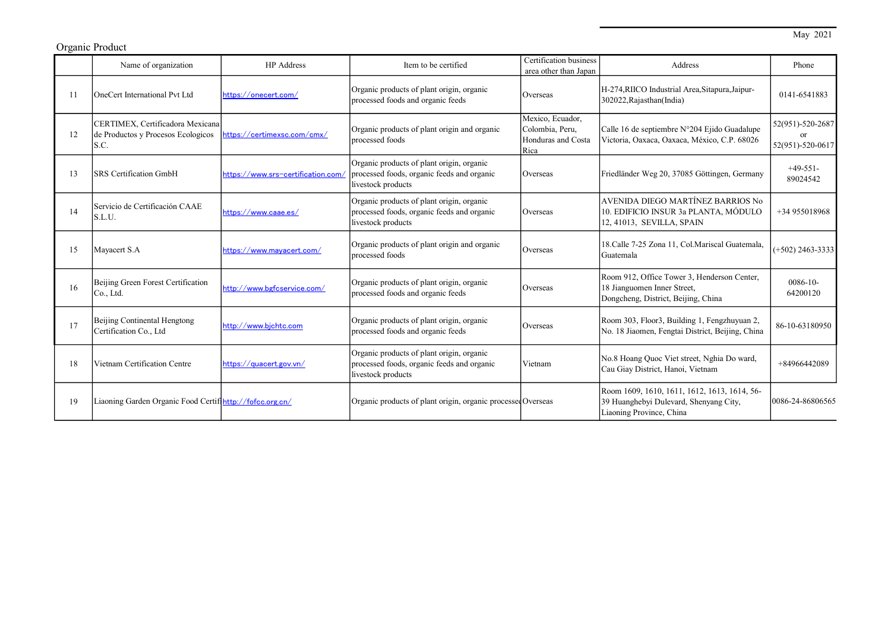May 2021

Organic Product

| | Name of organization | HP Address | Item to be certified | Certification business area other than Japan | Address | Phone |
|---|---|---|---|---|---|---|
| 11 | OneCert International Pvt Ltd | https://onecert.com/ | Organic products of plant origin, organic processed foods and organic feeds | Overseas | H-274,RIICO Industrial Area,Sitapura,Jaipur-302022,Rajasthan(India) | 0141-6541883 |
| 12 | CERTIMEX, Certificadora Mexicana de Productos y Procesos Ecologicos S.C. | https://certimexsc.com/cmx/ | Organic products of plant origin and organic processed foods | Mexico, Ecuador, Colombia, Peru, Honduras and Costa Rica | Calle 16 de septiembre N°204 Ejido Guadalupe Victoria, Oaxaca, Oaxaca, México, C.P. 68026 | 52(951)-520-2687 or 52(951)-520-0617 |
| 13 | SRS Certification GmbH | https://www.srs-certification.com/ | Organic products of plant origin, organic processed foods, organic feeds and organic livestock products | Overseas | Friedländer Weg 20, 37085 Göttingen, Germany | +49-551-89024542 |
| 14 | Servicio de Certificación CAAE S.L.U. | https://www.caae.es/ | Organic products of plant origin, organic processed foods, organic feeds and organic livestock products | Overseas | AVENIDA DIEGO MARTÍNEZ BARRIOS No 10. EDIFICIO INSUR 3a PLANTA, MÓDULO 12, 41013, SEVILLA, SPAIN | +34 955018968 |
| 15 | Mayacert S.A | https://www.mayacert.com/ | Organic products of plant origin and organic processed foods | Overseas | 18.Calle 7-25 Zona 11, Col.Mariscal Guatemala, Guatemala | (+502) 2463-3333 |
| 16 | Beijing Green Forest Certification Co., Ltd. | http://www.bgfcservice.com/ | Organic products of plant origin, organic processed foods and organic feeds | Overseas | Room 912, Office Tower 3, Henderson Center, 18 Jianguomen Inner Street, Dongcheng, District, Beijing, China | 0086-10-64200120 |
| 17 | Beijing Continental Hengtong Certification Co., Ltd | http://www.bjchtc.com | Organic products of plant origin, organic processed foods and organic feeds | Overseas | Room 303, Floor3, Building 1, Fengzhuyuan 2, No. 18 Jiaomen, Fengtai District, Beijing, China | 86-10-63180950 |
| 18 | Vietnam Certification Centre | https://quacert.gov.vn/ | Organic products of plant origin, organic processed foods, organic feeds and organic livestock products | Vietnam | No.8 Hoang Quoc Viet street, Nghia Do ward, Cau Giay District, Hanoi, Vietnam | +84966442089 |
| 19 | Liaoning Garden Organic Food Certif | http://fofcc.org.cn/ | Organic products of plant origin, organic processed | Overseas | Room 1609, 1610, 1611, 1612, 1613, 1614, 56-39 Huanghebyi Dulevard, Shenyang City, Liaoning Province, China | 0086-24-86806565 |